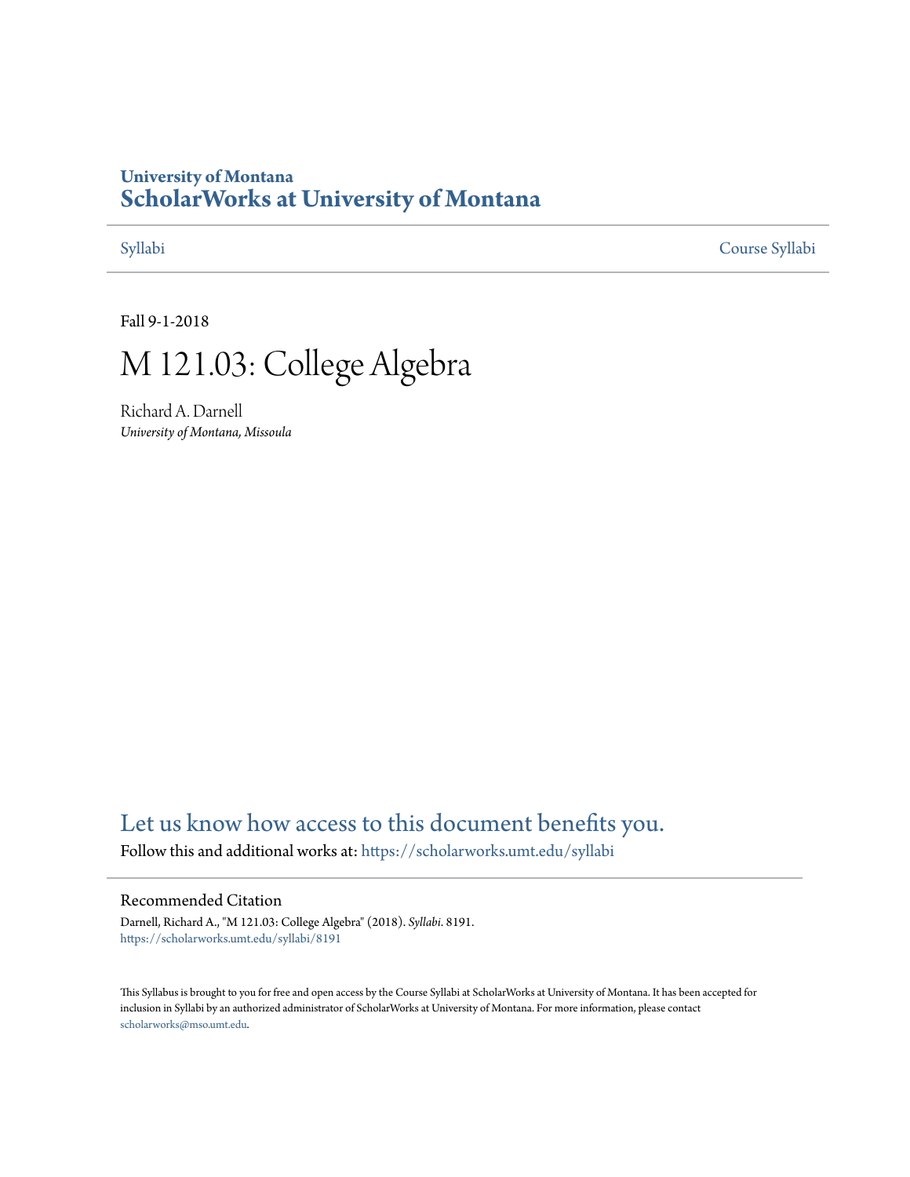University of Montana
# ScholarWorks at University of Montana

Syllabi | Course Syllabi

Fall 9-1-2018

# M 121.03: College Algebra

Richard A. Darnell
*University of Montana, Missoula*

Let us know how access to this document benefits you.

Follow this and additional works at: https://scholarworks.umt.edu/syllabi

## Recommended Citation

Darnell, Richard A., "M 121.03: College Algebra" (2018). *Syllabi*. 8191.
https://scholarworks.umt.edu/syllabi/8191

This Syllabus is brought to you for free and open access by the Course Syllabi at ScholarWorks at University of Montana. It has been accepted for inclusion in Syllabi by an authorized administrator of ScholarWorks at University of Montana. For more information, please contact scholarworks@mso.umt.edu.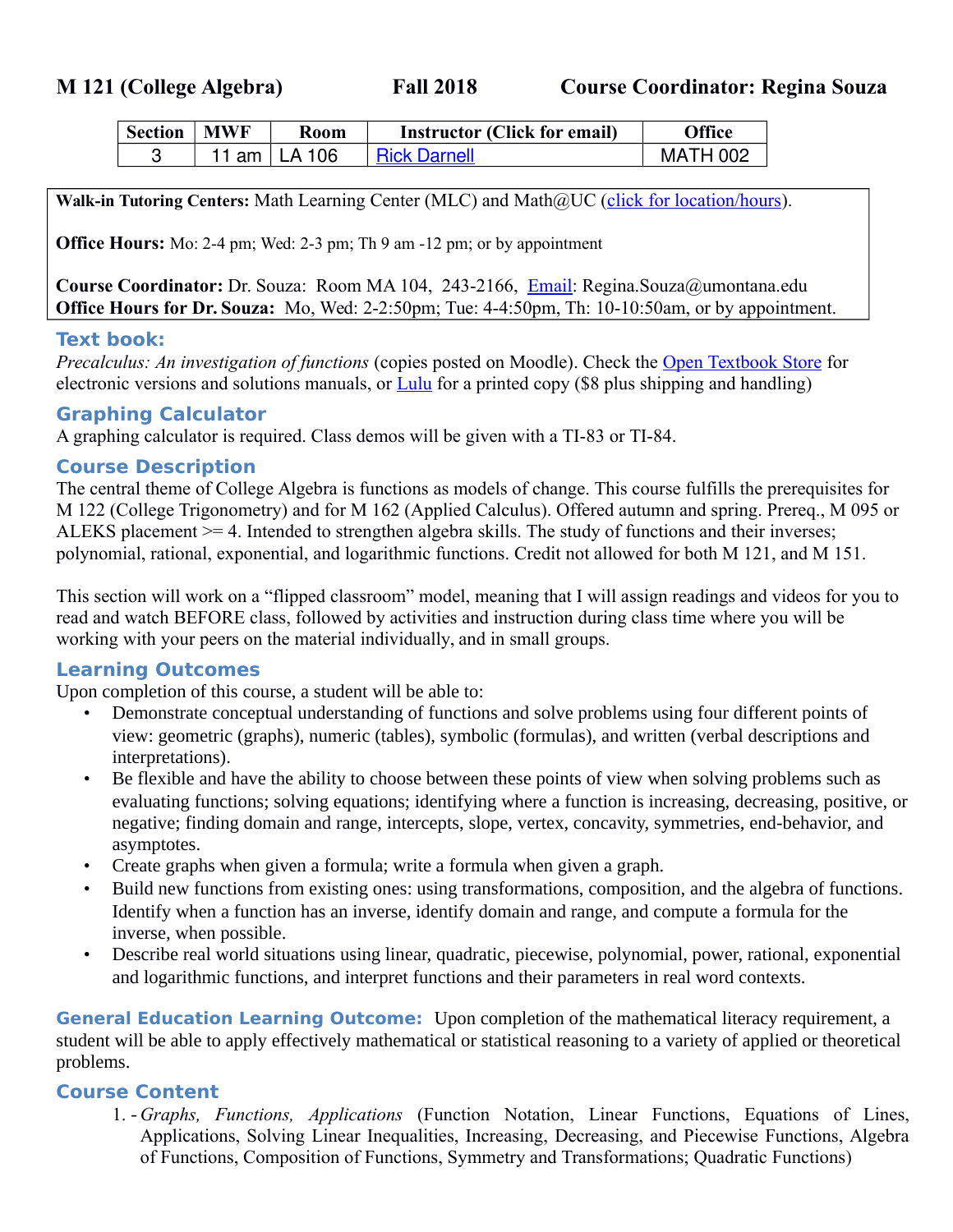**M 121 (College Algebra) Fall 2018 Course Coordinator: Regina Souza**

| Section | MWF | Room | Instructor (Click for email) | Office |
|---|---|---|---|---|
| 3 | 11 am | LA 106 | Rick Darnell | MATH 002 |

**Walk-in Tutoring Centers:** Math Learning Center (MLC) and Math@UC (click for location/hours).

**Office Hours:** Mo: 2-4 pm; Wed: 2-3 pm; Th 9 am -12 pm; or by appointment

**Course Coordinator:** Dr. Souza: Room MA 104, 243-2166, Email: Regina.Souza@umontana.edu
**Office Hours for Dr. Souza:** Mo, Wed: 2-2:50pm; Tue: 4-4:50pm, Th: 10-10:50am, or by appointment.

## Text book:

*Precalculus: An investigation of functions* (copies posted on Moodle). Check the Open Textbook Store for electronic versions and solutions manuals, or Lulu for a printed copy ($8 plus shipping and handling)

## Graphing Calculator

A graphing calculator is required. Class demos will be given with a TI-83 or TI-84.

## Course Description

The central theme of College Algebra is functions as models of change. This course fulfills the prerequisites for M 122 (College Trigonometry) and for M 162 (Applied Calculus). Offered autumn and spring. Prereq., M 095 or ALEKS placement >= 4. Intended to strengthen algebra skills. The study of functions and their inverses; polynomial, rational, exponential, and logarithmic functions. Credit not allowed for both M 121, and M 151.

This section will work on a "flipped classroom" model, meaning that I will assign readings and videos for you to read and watch BEFORE class, followed by activities and instruction during class time where you will be working with your peers on the material individually, and in small groups.

## Learning Outcomes

Upon completion of this course, a student will be able to:

- Demonstrate conceptual understanding of functions and solve problems using four different points of view: geometric (graphs), numeric (tables), symbolic (formulas), and written (verbal descriptions and interpretations).
- Be flexible and have the ability to choose between these points of view when solving problems such as evaluating functions; solving equations; identifying where a function is increasing, decreasing, positive, or negative; finding domain and range, intercepts, slope, vertex, concavity, symmetries, end-behavior, and asymptotes.
- Create graphs when given a formula; write a formula when given a graph.
- Build new functions from existing ones: using transformations, composition, and the algebra of functions. Identify when a function has an inverse, identify domain and range, and compute a formula for the inverse, when possible.
- Describe real world situations using linear, quadratic, piecewise, polynomial, power, rational, exponential and logarithmic functions, and interpret functions and their parameters in real word contexts.

**General Education Learning Outcome:** Upon completion of the mathematical literacy requirement, a student will be able to apply effectively mathematical or statistical reasoning to a variety of applied or theoretical problems.

## Course Content

1. - *Graphs, Functions, Applications* (Function Notation, Linear Functions, Equations of Lines, Applications, Solving Linear Inequalities, Increasing, Decreasing, and Piecewise Functions, Algebra of Functions, Composition of Functions, Symmetry and Transformations; Quadratic Functions)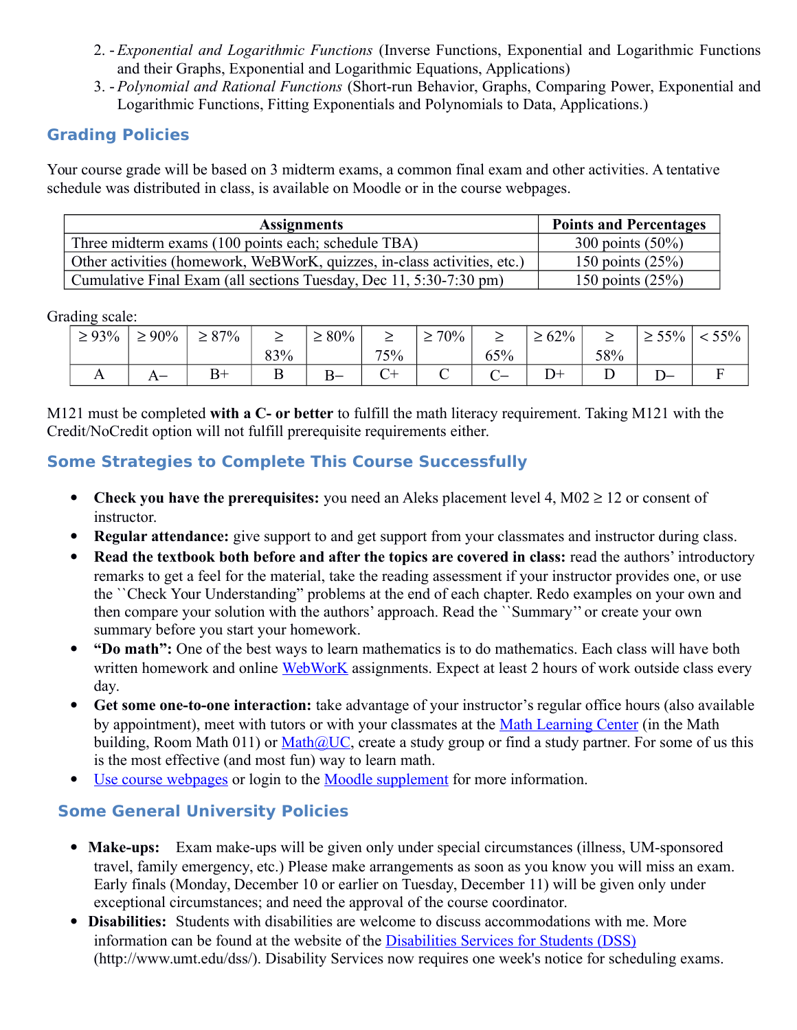2. - *Exponential and Logarithmic Functions* (Inverse Functions, Exponential and Logarithmic Functions and their Graphs, Exponential and Logarithmic Equations, Applications)
3. - *Polynomial and Rational Functions* (Short-run Behavior, Graphs, Comparing Power, Exponential and Logarithmic Functions, Fitting Exponentials and Polynomials to Data, Applications.)

## Grading Policies

Your course grade will be based on 3 midterm exams, a common final exam and other activities. A tentative schedule was distributed in class, is available on Moodle or in the course webpages.

| Assignments | Points and Percentages |
|---|---|
| Three midterm exams (100 points each; schedule TBA) | 300 points (50%) |
| Other activities (homework, WeBWorK, quizzes, in-class activities, etc.) | 150 points (25%) |
| Cumulative Final Exam (all sections Tuesday, Dec 11, 5:30-7:30 pm) | 150 points (25%) |

Grading scale:

| ≥ 93% | ≥ 90% | ≥ 87% | ≥ 83% | ≥ 80% | ≥ 75% | ≥ 70% | ≥ 65% | ≥ 62% | ≥ 58% | ≥ 55% | < 55% |
|---|---|---|---|---|---|---|---|---|---|---|---|
| A | A– | B+ | B | B– | C+ | C | C– | D+ | D | D– | F |

M121 must be completed **with a C- or better** to fulfill the math literacy requirement. Taking M121 with the Credit/NoCredit option will not fulfill prerequisite requirements either.

## Some Strategies to Complete This Course Successfully

- **Check you have the prerequisites:** you need an Aleks placement level 4, M02 ≥ 12 or consent of instructor.
- **Regular attendance:** give support to and get support from your classmates and instructor during class.
- **Read the textbook both before and after the topics are covered in class:** read the authors' introductory remarks to get a feel for the material, take the reading assessment if your instructor provides one, or use the ``Check Your Understanding" problems at the end of each chapter. Redo examples on your own and then compare your solution with the authors' approach. Read the ``Summary'' or create your own summary before you start your homework.
- **"Do math":** One of the best ways to learn mathematics is to do mathematics. Each class will have both written homework and online WebWorK assignments. Expect at least 2 hours of work outside class every day.
- **Get some one-to-one interaction:** take advantage of your instructor's regular office hours (also available by appointment), meet with tutors or with your classmates at the Math Learning Center (in the Math building, Room Math 011) or Math@UC, create a study group or find a study partner. For some of us this is the most effective (and most fun) way to learn math.
- Use course webpages or login to the Moodle supplement for more information.

## Some General University Policies

- **Make-ups:** Exam make-ups will be given only under special circumstances (illness, UM-sponsored travel, family emergency, etc.) Please make arrangements as soon as you know you will miss an exam. Early finals (Monday, December 10 or earlier on Tuesday, December 11) will be given only under exceptional circumstances; and need the approval of the course coordinator.
- **Disabilities:** Students with disabilities are welcome to discuss accommodations with me. More information can be found at the website of the Disabilities Services for Students (DSS) (http://www.umt.edu/dss/). Disability Services now requires one week's notice for scheduling exams.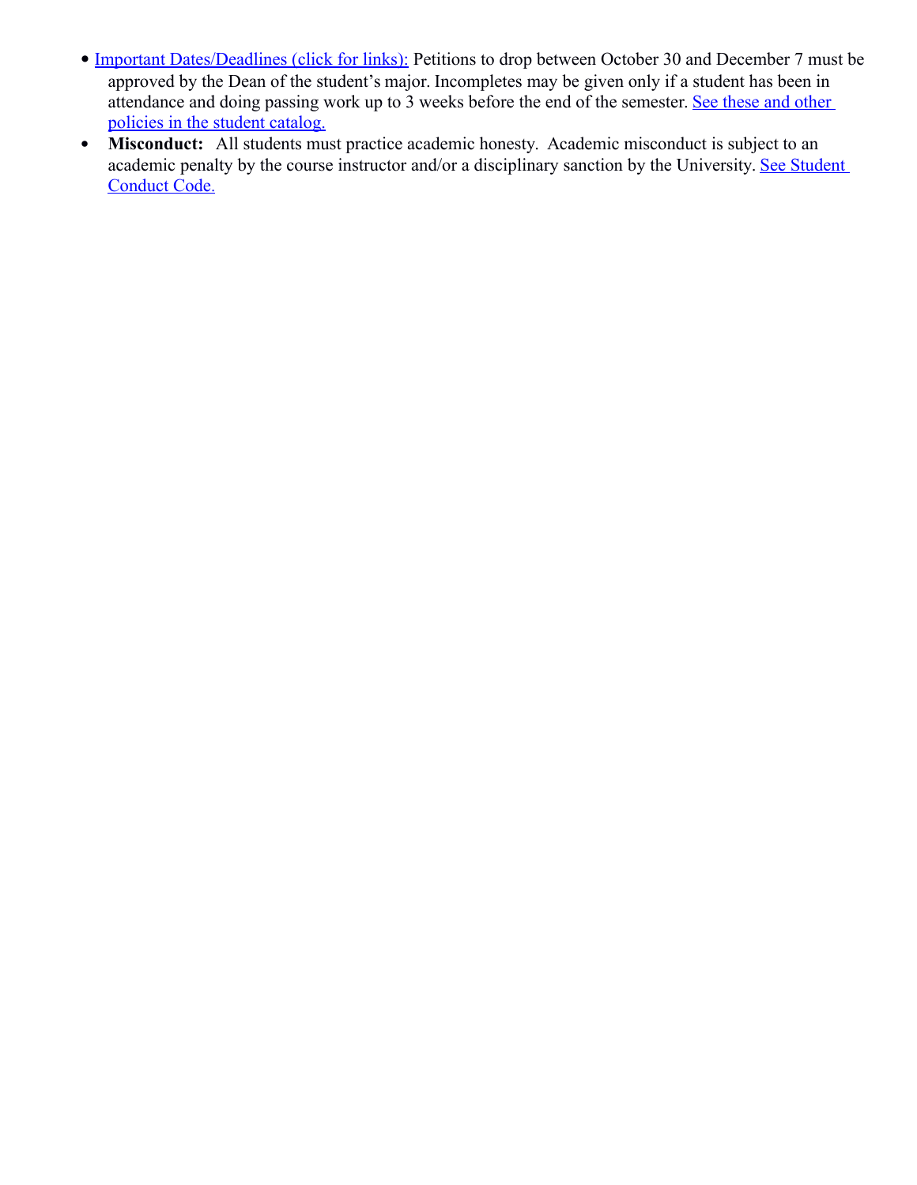- [Important Dates/Deadlines (click for links):]() Petitions to drop between October 30 and December 7 must be approved by the Dean of the student's major. Incompletes may be given only if a student has been in attendance and doing passing work up to 3 weeks before the end of the semester. [See these and other policies in the student catalog.]()
- **Misconduct:** All students must practice academic honesty. Academic misconduct is subject to an academic penalty by the course instructor and/or a disciplinary sanction by the University. [See Student Conduct Code.]()